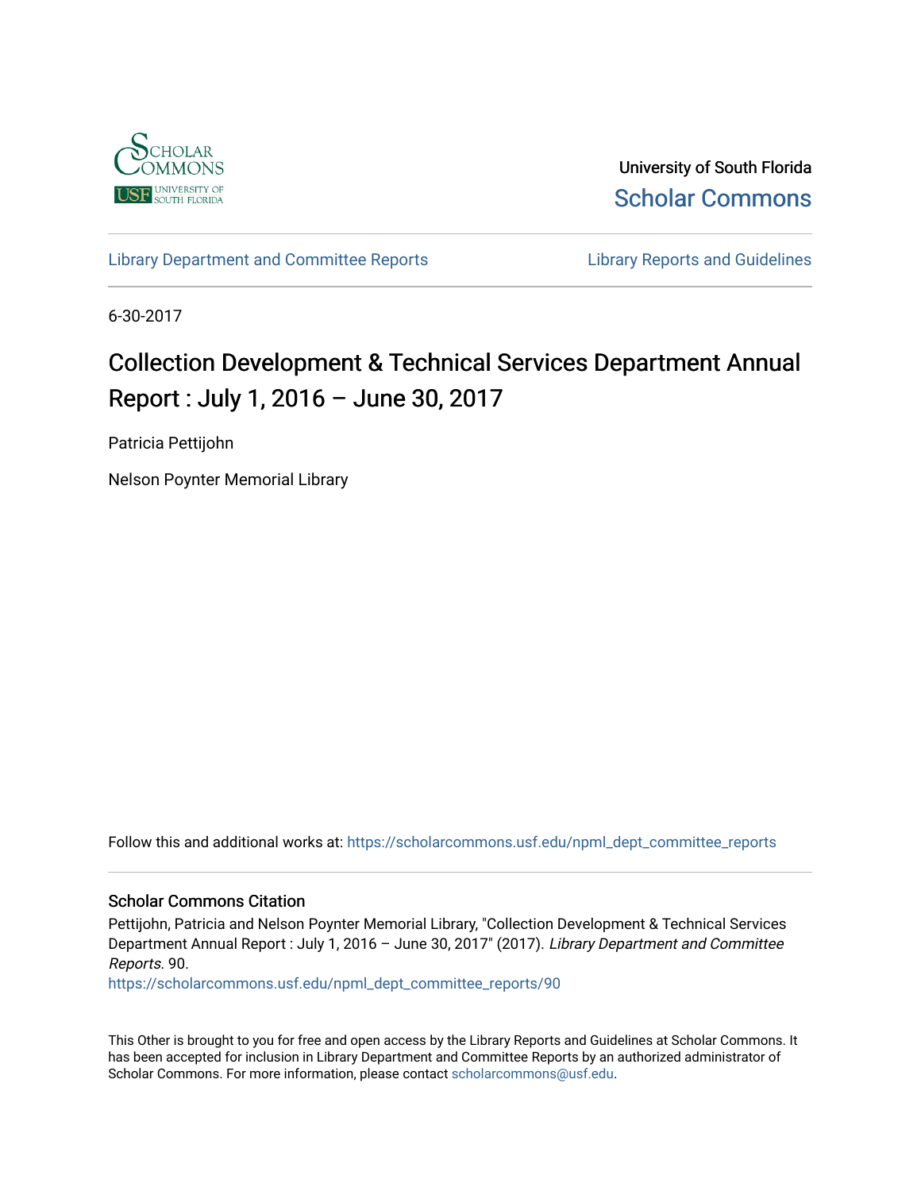University of South Florida

Scholar Commons

Library Department and Committee Reports

Library Reports and Guidelines

6-30-2017

# Collection Development & Technical Services Department Annual Report : July 1, 2016 – June 30, 2017

Patricia Pettijohn

Nelson Poynter Memorial Library

Follow this and additional works at: https://scholarcommons.usf.edu/npml_dept_committee_reports

### Scholar Commons Citation

Pettijohn, Patricia and Nelson Poynter Memorial Library, "Collection Development & Technical Services Department Annual Report : July 1, 2016 – June 30, 2017" (2017). *Library Department and Committee Reports*. 90.
https://scholarcommons.usf.edu/npml_dept_committee_reports/90

This Other is brought to you for free and open access by the Library Reports and Guidelines at Scholar Commons. It has been accepted for inclusion in Library Department and Committee Reports by an authorized administrator of Scholar Commons. For more information, please contact scholarcommons@usf.edu.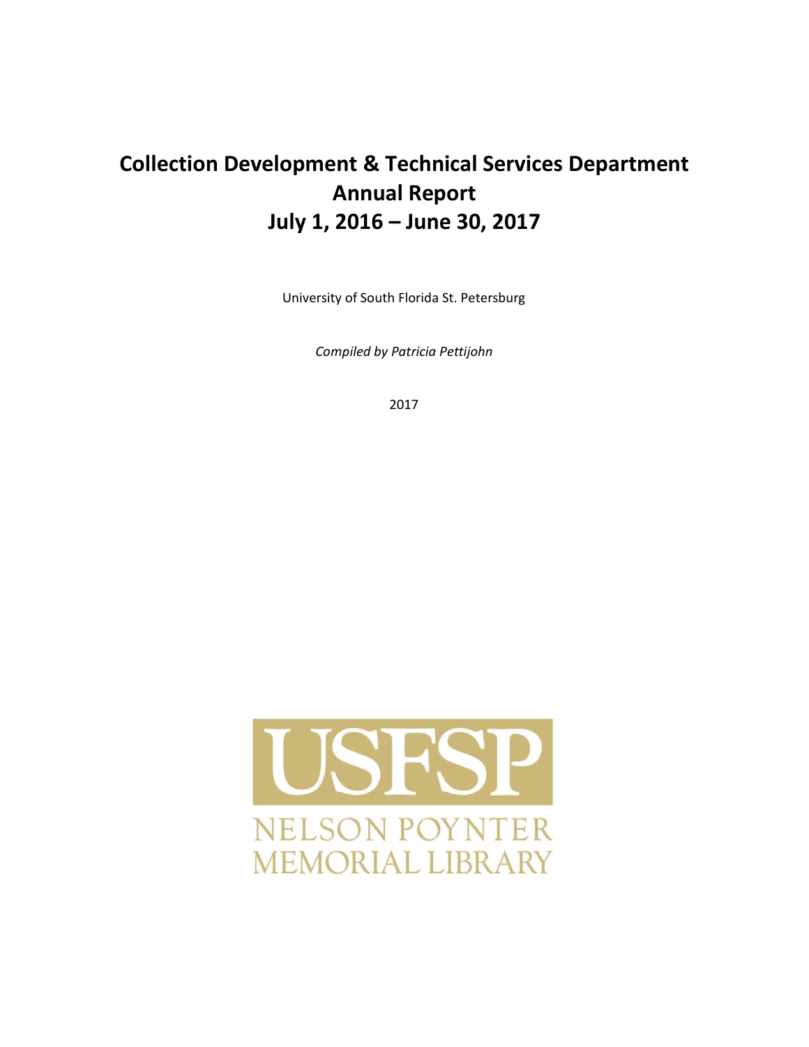# Collection Development & Technical Services Department Annual Report July 1, 2016 – June 30, 2017

University of South Florida St. Petersburg

*Compiled by Patricia Pettijohn*

2017

USFSP

NELSON POYNTER MEMORIAL LIBRARY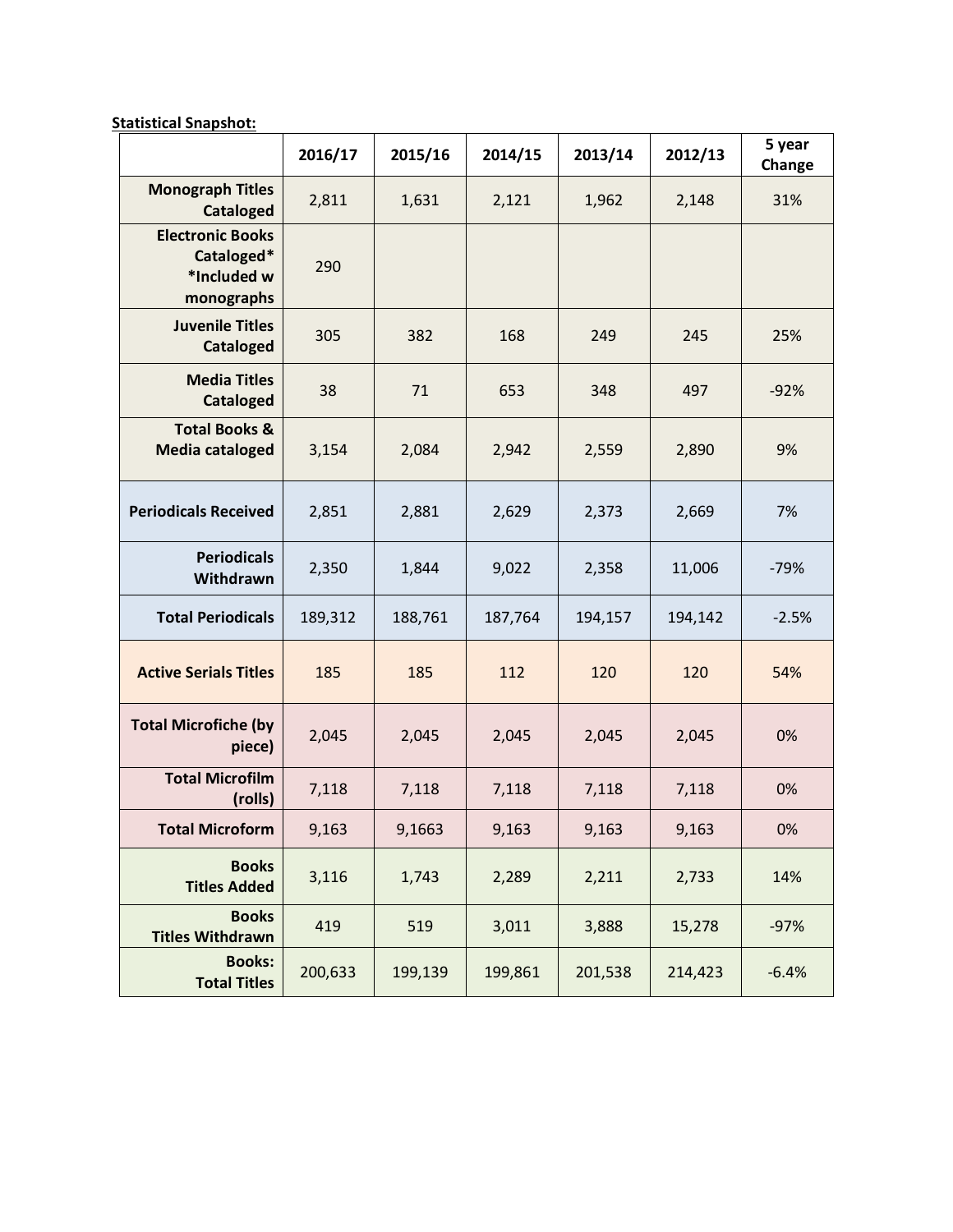**Statistical Snapshot:**

| | 2016/17 | 2015/16 | 2014/15 | 2013/14 | 2012/13 | 5 year Change |
|---|---|---|---|---|---|---|
| **Monograph Titles Cataloged** | 2,811 | 1,631 | 2,121 | 1,962 | 2,148 | 31% |
| **Electronic Books Cataloged* *Included w monographs** | 290 | | | | | |
| **Juvenile Titles Cataloged** | 305 | 382 | 168 | 249 | 245 | 25% |
| **Media Titles Cataloged** | 38 | 71 | 653 | 348 | 497 | -92% |
| **Total Books & Media cataloged** | 3,154 | 2,084 | 2,942 | 2,559 | 2,890 | 9% |
| **Periodicals Received** | 2,851 | 2,881 | 2,629 | 2,373 | 2,669 | 7% |
| **Periodicals Withdrawn** | 2,350 | 1,844 | 9,022 | 2,358 | 11,006 | -79% |
| **Total Periodicals** | 189,312 | 188,761 | 187,764 | 194,157 | 194,142 | -2.5% |
| **Active Serials Titles** | 185 | 185 | 112 | 120 | 120 | 54% |
| **Total Microfiche (by piece)** | 2,045 | 2,045 | 2,045 | 2,045 | 2,045 | 0% |
| **Total Microfilm (rolls)** | 7,118 | 7,118 | 7,118 | 7,118 | 7,118 | 0% |
| **Total Microform** | 9,163 | 9,1663 | 9,163 | 9,163 | 9,163 | 0% |
| **Books Titles Added** | 3,116 | 1,743 | 2,289 | 2,211 | 2,733 | 14% |
| **Books Titles Withdrawn** | 419 | 519 | 3,011 | 3,888 | 15,278 | -97% |
| **Books: Total Titles** | 200,633 | 199,139 | 199,861 | 201,538 | 214,423 | -6.4% |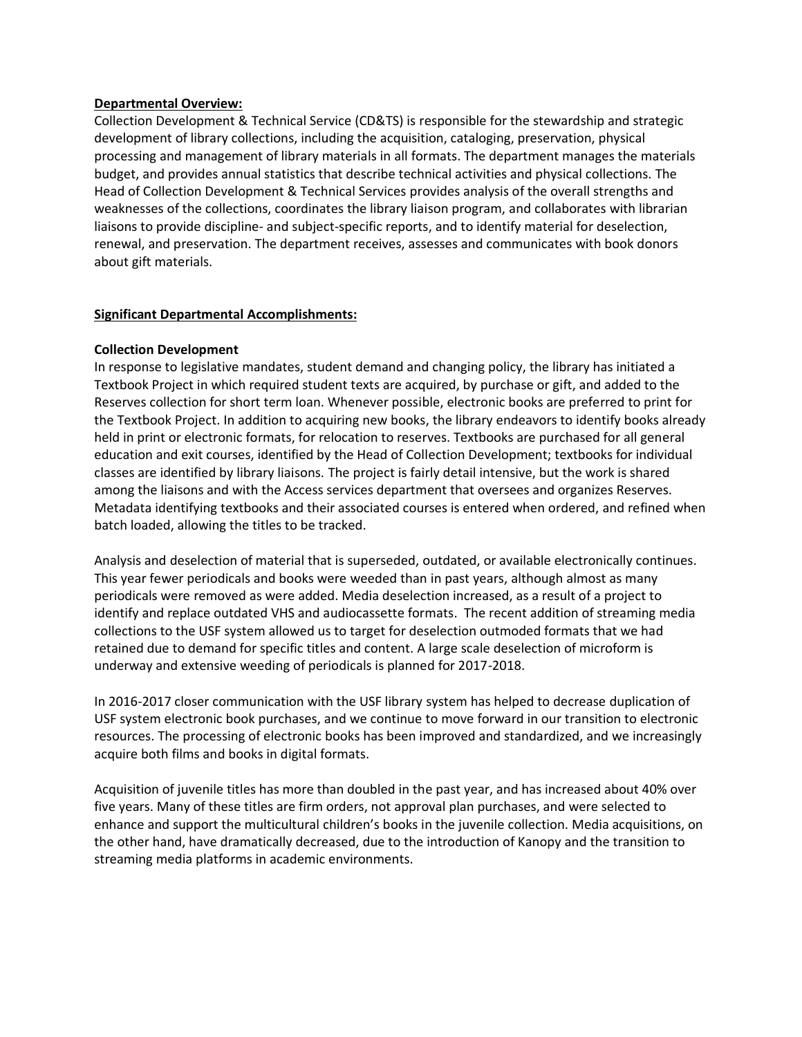**<u>Departmental Overview:</u>**

Collection Development & Technical Service (CD&TS) is responsible for the stewardship and strategic development of library collections, including the acquisition, cataloging, preservation, physical processing and management of library materials in all formats. The department manages the materials budget, and provides annual statistics that describe technical activities and physical collections. The Head of Collection Development & Technical Services provides analysis of the overall strengths and weaknesses of the collections, coordinates the library liaison program, and collaborates with librarian liaisons to provide discipline- and subject-specific reports, and to identify material for deselection, renewal, and preservation. The department receives, assesses and communicates with book donors about gift materials.

**<u>Significant Departmental Accomplishments:</u>**

**Collection Development**

In response to legislative mandates, student demand and changing policy, the library has initiated a Textbook Project in which required student texts are acquired, by purchase or gift, and added to the Reserves collection for short term loan. Whenever possible, electronic books are preferred to print for the Textbook Project. In addition to acquiring new books, the library endeavors to identify books already held in print or electronic formats, for relocation to reserves. Textbooks are purchased for all general education and exit courses, identified by the Head of Collection Development; textbooks for individual classes are identified by library liaisons. The project is fairly detail intensive, but the work is shared among the liaisons and with the Access services department that oversees and organizes Reserves. Metadata identifying textbooks and their associated courses is entered when ordered, and refined when batch loaded, allowing the titles to be tracked.

Analysis and deselection of material that is superseded, outdated, or available electronically continues. This year fewer periodicals and books were weeded than in past years, although almost as many periodicals were removed as were added. Media deselection increased, as a result of a project to identify and replace outdated VHS and audiocassette formats. The recent addition of streaming media collections to the USF system allowed us to target for deselection outmoded formats that we had retained due to demand for specific titles and content. A large scale deselection of microform is underway and extensive weeding of periodicals is planned for 2017-2018.

In 2016-2017 closer communication with the USF library system has helped to decrease duplication of USF system electronic book purchases, and we continue to move forward in our transition to electronic resources. The processing of electronic books has been improved and standardized, and we increasingly acquire both films and books in digital formats.

Acquisition of juvenile titles has more than doubled in the past year, and has increased about 40% over five years. Many of these titles are firm orders, not approval plan purchases, and were selected to enhance and support the multicultural children's books in the juvenile collection. Media acquisitions, on the other hand, have dramatically decreased, due to the introduction of Kanopy and the transition to streaming media platforms in academic environments.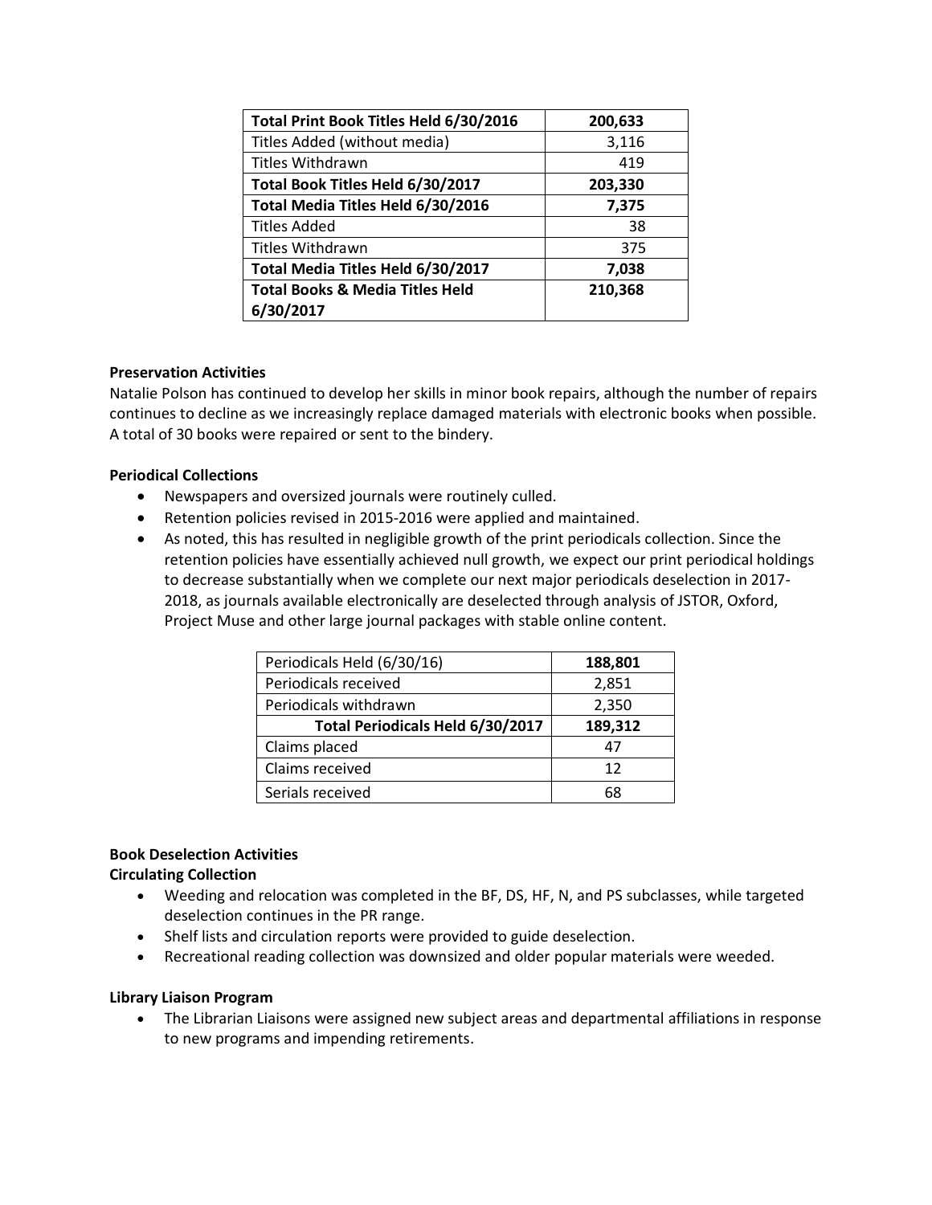| Total Print Book Titles Held 6/30/2016 | 200,633 |
| --- | --- |
| Titles Added (without media) | 3,116 |
| Titles Withdrawn | 419 |
| **Total Book Titles Held 6/30/2017** | **203,330** |
| **Total Media Titles Held 6/30/2016** | **7,375** |
| Titles Added | 38 |
| Titles Withdrawn | 375 |
| **Total Media Titles Held 6/30/2017** | **7,038** |
| **Total Books & Media Titles Held 6/30/2017** | **210,368** |

**Preservation Activities**

Natalie Polson has continued to develop her skills in minor book repairs, although the number of repairs continues to decline as we increasingly replace damaged materials with electronic books when possible. A total of 30 books were repaired or sent to the bindery.

**Periodical Collections**

- Newspapers and oversized journals were routinely culled.
- Retention policies revised in 2015-2016 were applied and maintained.
- As noted, this has resulted in negligible growth of the print periodicals collection. Since the retention policies have essentially achieved null growth, we expect our print periodical holdings to decrease substantially when we complete our next major periodicals deselection in 2017-2018, as journals available electronically are deselected through analysis of JSTOR, Oxford, Project Muse and other large journal packages with stable online content.

| Periodicals Held (6/30/16) | **188,801** |
| --- | --- |
| Periodicals received | 2,851 |
| Periodicals withdrawn | 2,350 |
| **Total Periodicals Held 6/30/2017** | **189,312** |
| Claims placed | 47 |
| Claims received | 12 |
| Serials received | 68 |

**Book Deselection Activities**

**Circulating Collection**

- Weeding and relocation was completed in the BF, DS, HF, N, and PS subclasses, while targeted deselection continues in the PR range.
- Shelf lists and circulation reports were provided to guide deselection.
- Recreational reading collection was downsized and older popular materials were weeded.

**Library Liaison Program**

- The Librarian Liaisons were assigned new subject areas and departmental affiliations in response to new programs and impending retirements.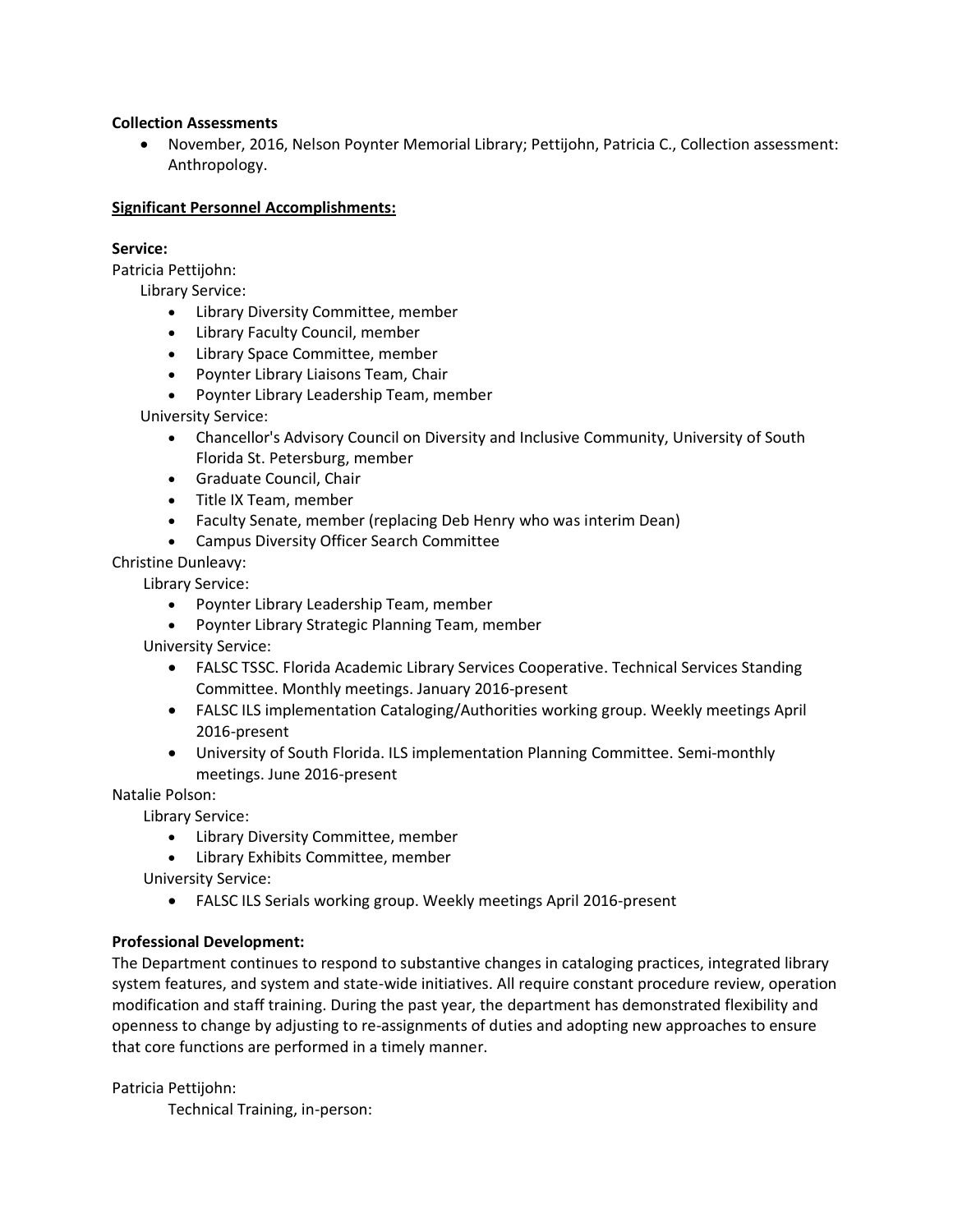**Collection Assessments**

- November, 2016, Nelson Poynter Memorial Library; Pettijohn, Patricia C., Collection assessment: Anthropology.

**Significant Personnel Accomplishments:**

**Service:**

Patricia Pettijohn:

Library Service:

- Library Diversity Committee, member
- Library Faculty Council, member
- Library Space Committee, member
- Poynter Library Liaisons Team, Chair
- Poynter Library Leadership Team, member

University Service:

- Chancellor's Advisory Council on Diversity and Inclusive Community, University of South Florida St. Petersburg, member
- Graduate Council, Chair
- Title IX Team, member
- Faculty Senate, member (replacing Deb Henry who was interim Dean)
- Campus Diversity Officer Search Committee

Christine Dunleavy:

Library Service:

- Poynter Library Leadership Team, member
- Poynter Library Strategic Planning Team, member

University Service:

- FALSC TSSC. Florida Academic Library Services Cooperative. Technical Services Standing Committee. Monthly meetings. January 2016-present
- FALSC ILS implementation Cataloging/Authorities working group. Weekly meetings April 2016-present
- University of South Florida. ILS implementation Planning Committee. Semi-monthly meetings. June 2016-present

Natalie Polson:

Library Service:

- Library Diversity Committee, member
- Library Exhibits Committee, member

University Service:

- FALSC ILS Serials working group. Weekly meetings April 2016-present

**Professional Development:**

The Department continues to respond to substantive changes in cataloging practices, integrated library system features, and system and state-wide initiatives. All require constant procedure review, operation modification and staff training. During the past year, the department has demonstrated flexibility and openness to change by adjusting to re-assignments of duties and adopting new approaches to ensure that core functions are performed in a timely manner.

Patricia Pettijohn:

Technical Training, in-person: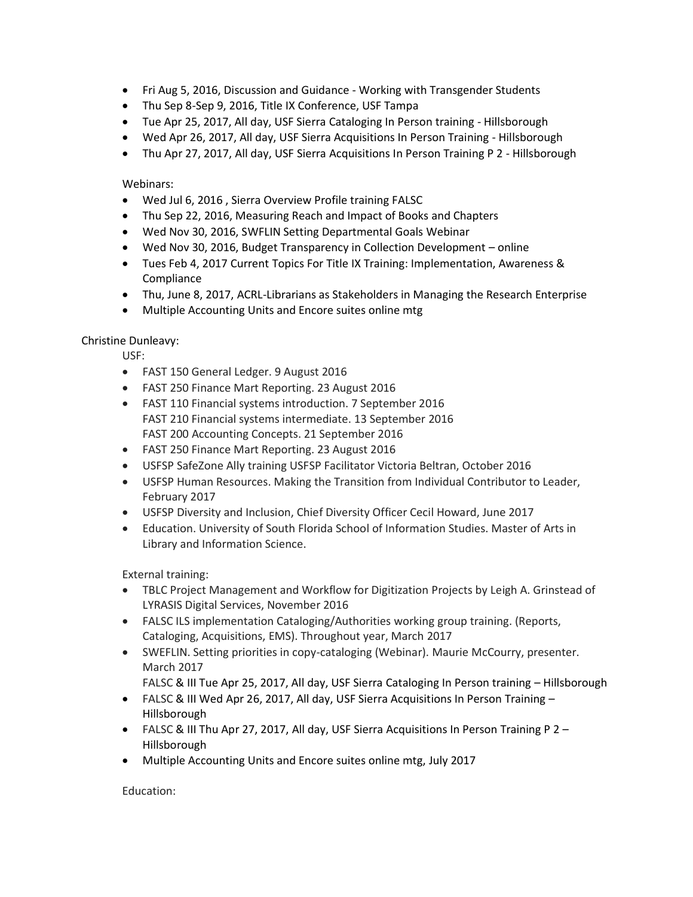- Fri Aug 5, 2016, Discussion and Guidance - Working with Transgender Students
- Thu Sep 8-Sep 9, 2016, Title IX Conference, USF Tampa
- Tue Apr 25, 2017, All day, USF Sierra Cataloging In Person training - Hillsborough
- Wed Apr 26, 2017, All day, USF Sierra Acquisitions In Person Training - Hillsborough
- Thu Apr 27, 2017, All day, USF Sierra Acquisitions In Person Training P 2 - Hillsborough

Webinars:

- Wed Jul 6, 2016 , Sierra Overview Profile training FALSC
- Thu Sep 22, 2016, Measuring Reach and Impact of Books and Chapters
- Wed Nov 30, 2016, SWFLIN Setting Departmental Goals Webinar
- Wed Nov 30, 2016, Budget Transparency in Collection Development – online
- Tues Feb 4, 2017 Current Topics For Title IX Training: Implementation, Awareness & Compliance
- Thu, June 8, 2017, ACRL-Librarians as Stakeholders in Managing the Research Enterprise
- Multiple Accounting Units and Encore suites online mtg

Christine Dunleavy:

USF:

- FAST 150 General Ledger. 9 August 2016
- FAST 250 Finance Mart Reporting. 23 August 2016
- FAST 110 Financial systems introduction. 7 September 2016
  FAST 210 Financial systems intermediate. 13 September 2016
  FAST 200 Accounting Concepts. 21 September 2016
- FAST 250 Finance Mart Reporting. 23 August 2016
- USFSP SafeZone Ally training USFSP Facilitator Victoria Beltran, October 2016
- USFSP Human Resources. Making the Transition from Individual Contributor to Leader, February 2017
- USFSP Diversity and Inclusion, Chief Diversity Officer Cecil Howard, June 2017
- Education. University of South Florida School of Information Studies. Master of Arts in Library and Information Science.

External training:

- TBLC Project Management and Workflow for Digitization Projects by Leigh A. Grinstead of LYRASIS Digital Services, November 2016
- FALSC ILS implementation Cataloging/Authorities working group training. (Reports, Cataloging, Acquisitions, EMS). Throughout year, March 2017
- SWEFLIN. Setting priorities in copy-cataloging (Webinar). Maurie McCourry, presenter. March 2017
  FALSC & III Tue Apr 25, 2017, All day, USF Sierra Cataloging In Person training – Hillsborough
- FALSC & III Wed Apr 26, 2017, All day, USF Sierra Acquisitions In Person Training – Hillsborough
- FALSC & III Thu Apr 27, 2017, All day, USF Sierra Acquisitions In Person Training P 2 – Hillsborough
- Multiple Accounting Units and Encore suites online mtg, July 2017

Education: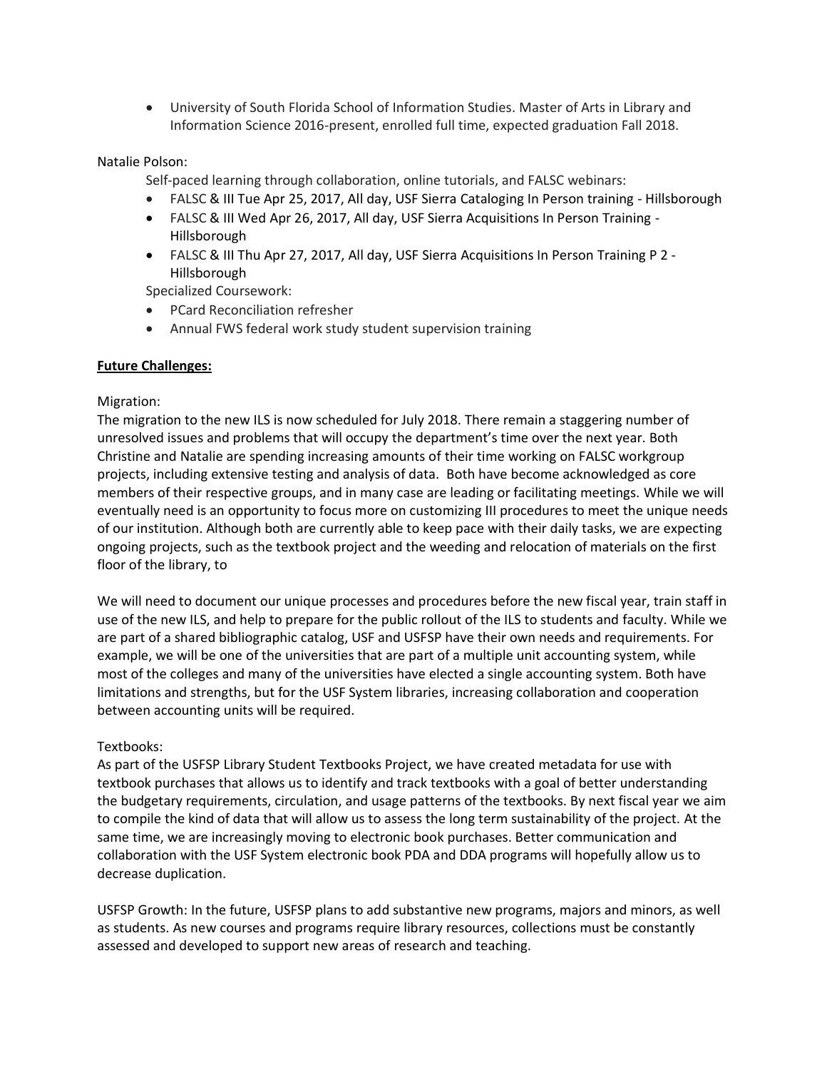- University of South Florida School of Information Studies. Master of Arts in Library and Information Science 2016-present, enrolled full time, expected graduation Fall 2018.

Natalie Polson:

Self-paced learning through collaboration, online tutorials, and FALSC webinars:

- FALSC & III Tue Apr 25, 2017, All day, USF Sierra Cataloging In Person training - Hillsborough
- FALSC & III Wed Apr 26, 2017, All day, USF Sierra Acquisitions In Person Training - Hillsborough
- FALSC & III Thu Apr 27, 2017, All day, USF Sierra Acquisitions In Person Training P 2 - Hillsborough

Specialized Coursework:

- PCard Reconciliation refresher
- Annual FWS federal work study student supervision training

**Future Challenges:**

Migration:

The migration to the new ILS is now scheduled for July 2018. There remain a staggering number of unresolved issues and problems that will occupy the department's time over the next year. Both Christine and Natalie are spending increasing amounts of their time working on FALSC workgroup projects, including extensive testing and analysis of data. Both have become acknowledged as core members of their respective groups, and in many case are leading or facilitating meetings. While we will eventually need is an opportunity to focus more on customizing III procedures to meet the unique needs of our institution. Although both are currently able to keep pace with their daily tasks, we are expecting ongoing projects, such as the textbook project and the weeding and relocation of materials on the first floor of the library, to

We will need to document our unique processes and procedures before the new fiscal year, train staff in use of the new ILS, and help to prepare for the public rollout of the ILS to students and faculty. While we are part of a shared bibliographic catalog, USF and USFSP have their own needs and requirements. For example, we will be one of the universities that are part of a multiple unit accounting system, while most of the colleges and many of the universities have elected a single accounting system. Both have limitations and strengths, but for the USF System libraries, increasing collaboration and cooperation between accounting units will be required.

Textbooks:

As part of the USFSP Library Student Textbooks Project, we have created metadata for use with textbook purchases that allows us to identify and track textbooks with a goal of better understanding the budgetary requirements, circulation, and usage patterns of the textbooks. By next fiscal year we aim to compile the kind of data that will allow us to assess the long term sustainability of the project. At the same time, we are increasingly moving to electronic book purchases. Better communication and collaboration with the USF System electronic book PDA and DDA programs will hopefully allow us to decrease duplication.

USFSP Growth: In the future, USFSP plans to add substantive new programs, majors and minors, as well as students. As new courses and programs require library resources, collections must be constantly assessed and developed to support new areas of research and teaching.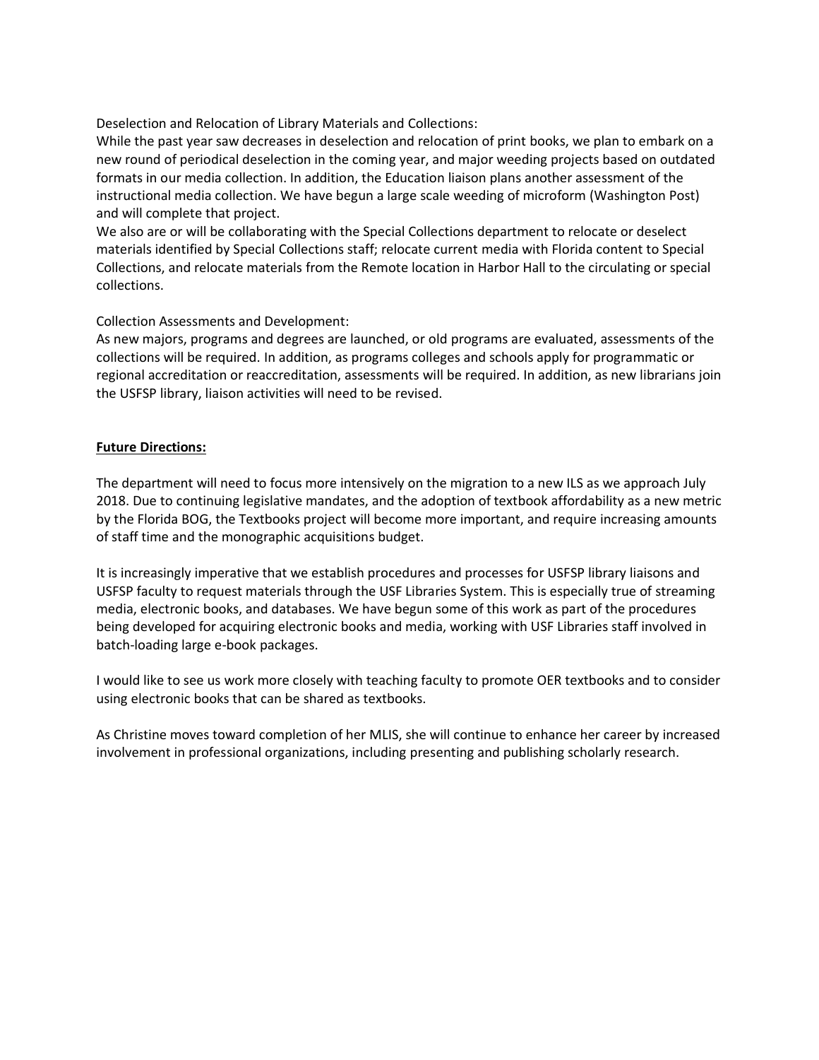Deselection and Relocation of Library Materials and Collections:

While the past year saw decreases in deselection and relocation of print books, we plan to embark on a new round of periodical deselection in the coming year, and major weeding projects based on outdated formats in our media collection. In addition, the Education liaison plans another assessment of the instructional media collection. We have begun a large scale weeding of microform (Washington Post) and will complete that project.

We also are or will be collaborating with the Special Collections department to relocate or deselect materials identified by Special Collections staff; relocate current media with Florida content to Special Collections, and relocate materials from the Remote location in Harbor Hall to the circulating or special collections.

Collection Assessments and Development:

As new majors, programs and degrees are launched, or old programs are evaluated, assessments of the collections will be required. In addition, as programs colleges and schools apply for programmatic or regional accreditation or reaccreditation, assessments will be required. In addition, as new librarians join the USFSP library, liaison activities will need to be revised.

**Future Directions:**

The department will need to focus more intensively on the migration to a new ILS as we approach July 2018. Due to continuing legislative mandates, and the adoption of textbook affordability as a new metric by the Florida BOG, the Textbooks project will become more important, and require increasing amounts of staff time and the monographic acquisitions budget.

It is increasingly imperative that we establish procedures and processes for USFSP library liaisons and USFSP faculty to request materials through the USF Libraries System. This is especially true of streaming media, electronic books, and databases. We have begun some of this work as part of the procedures being developed for acquiring electronic books and media, working with USF Libraries staff involved in batch-loading large e-book packages.

I would like to see us work more closely with teaching faculty to promote OER textbooks and to consider using electronic books that can be shared as textbooks.

As Christine moves toward completion of her MLIS, she will continue to enhance her career by increased involvement in professional organizations, including presenting and publishing scholarly research.